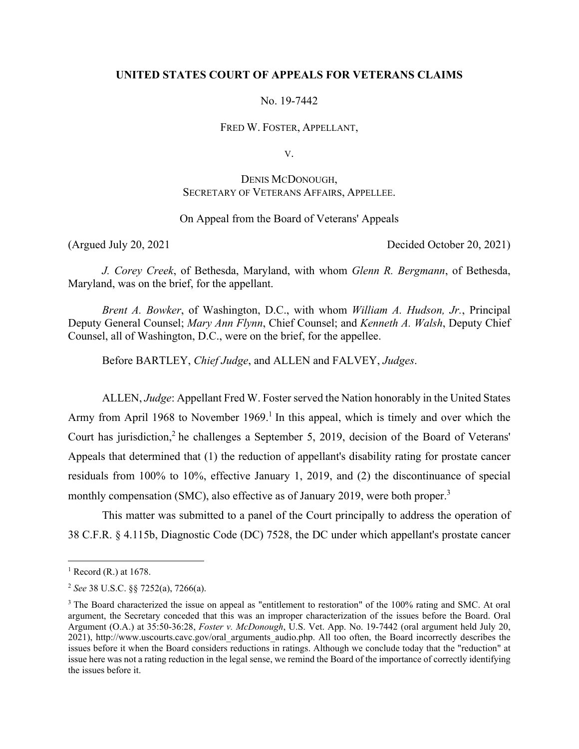**UNITED STATES COURT OF APPEALS FOR VETERANS CLAIMS**

No. 19-7442

FRED W. FOSTER, APPELLANT,

V.

DENIS MCDONOUGH,
SECRETARY OF VETERANS AFFAIRS, APPELLEE.

On Appeal from the Board of Veterans' Appeals

(Argued July 20, 2021 Decided October 20, 2021)

*J. Corey Creek*, of Bethesda, Maryland, with whom *Glenn R. Bergmann*, of Bethesda, Maryland, was on the brief, for the appellant.

*Brent A. Bowker*, of Washington, D.C., with whom *William A. Hudson, Jr.*, Principal Deputy General Counsel; *Mary Ann Flynn*, Chief Counsel; and *Kenneth A. Walsh*, Deputy Chief Counsel, all of Washington, D.C., were on the brief, for the appellee.

Before BARTLEY, *Chief Judge*, and ALLEN and FALVEY, *Judges*.

ALLEN, *Judge*: Appellant Fred W. Foster served the Nation honorably in the United States Army from April 1968 to November 1969.[1] In this appeal, which is timely and over which the Court has jurisdiction,[2] he challenges a September 5, 2019, decision of the Board of Veterans' Appeals that determined that (1) the reduction of appellant's disability rating for prostate cancer residuals from 100% to 10%, effective January 1, 2019, and (2) the discontinuance of special monthly compensation (SMC), also effective as of January 2019, were both proper.[3]

This matter was submitted to a panel of the Court principally to address the operation of 38 C.F.R. § 4.115b, Diagnostic Code (DC) 7528, the DC under which appellant's prostate cancer

---

[1] Record (R.) at 1678.

[2] *See* 38 U.S.C. §§ 7252(a), 7266(a).

[3] The Board characterized the issue on appeal as "entitlement to restoration" of the 100% rating and SMC. At oral argument, the Secretary conceded that this was an improper characterization of the issues before the Board. Oral Argument (O.A.) at 35:50-36:28, *Foster v. McDonough*, U.S. Vet. App. No. 19-7442 (oral argument held July 20, 2021), http://www.uscourts.cavc.gov/oral_arguments_audio.php. All too often, the Board incorrectly describes the issues before it when the Board considers reductions in ratings. Although we conclude today that the "reduction" at issue here was not a rating reduction in the legal sense, we remind the Board of the importance of correctly identifying the issues before it.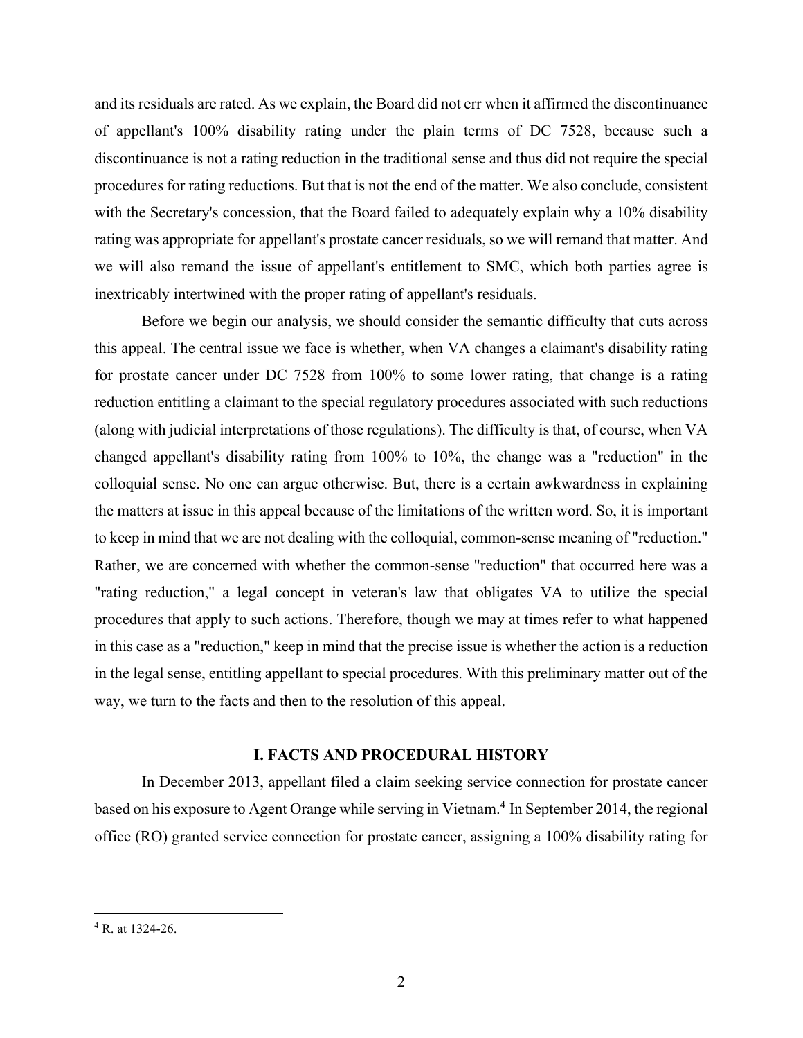and its residuals are rated. As we explain, the Board did not err when it affirmed the discontinuance of appellant's 100% disability rating under the plain terms of DC 7528, because such a discontinuance is not a rating reduction in the traditional sense and thus did not require the special procedures for rating reductions. But that is not the end of the matter. We also conclude, consistent with the Secretary's concession, that the Board failed to adequately explain why a 10% disability rating was appropriate for appellant's prostate cancer residuals, so we will remand that matter. And we will also remand the issue of appellant's entitlement to SMC, which both parties agree is inextricably intertwined with the proper rating of appellant's residuals.

Before we begin our analysis, we should consider the semantic difficulty that cuts across this appeal. The central issue we face is whether, when VA changes a claimant's disability rating for prostate cancer under DC 7528 from 100% to some lower rating, that change is a rating reduction entitling a claimant to the special regulatory procedures associated with such reductions (along with judicial interpretations of those regulations). The difficulty is that, of course, when VA changed appellant's disability rating from 100% to 10%, the change was a "reduction" in the colloquial sense. No one can argue otherwise. But, there is a certain awkwardness in explaining the matters at issue in this appeal because of the limitations of the written word. So, it is important to keep in mind that we are not dealing with the colloquial, common-sense meaning of "reduction." Rather, we are concerned with whether the common-sense "reduction" that occurred here was a "rating reduction," a legal concept in veteran's law that obligates VA to utilize the special procedures that apply to such actions. Therefore, though we may at times refer to what happened in this case as a "reduction," keep in mind that the precise issue is whether the action is a reduction in the legal sense, entitling appellant to special procedures. With this preliminary matter out of the way, we turn to the facts and then to the resolution of this appeal.

## I. FACTS AND PROCEDURAL HISTORY

In December 2013, appellant filed a claim seeking service connection for prostate cancer based on his exposure to Agent Orange while serving in Vietnam.[4] In September 2014, the regional office (RO) granted service connection for prostate cancer, assigning a 100% disability rating for

---

[4] R. at 1324-26.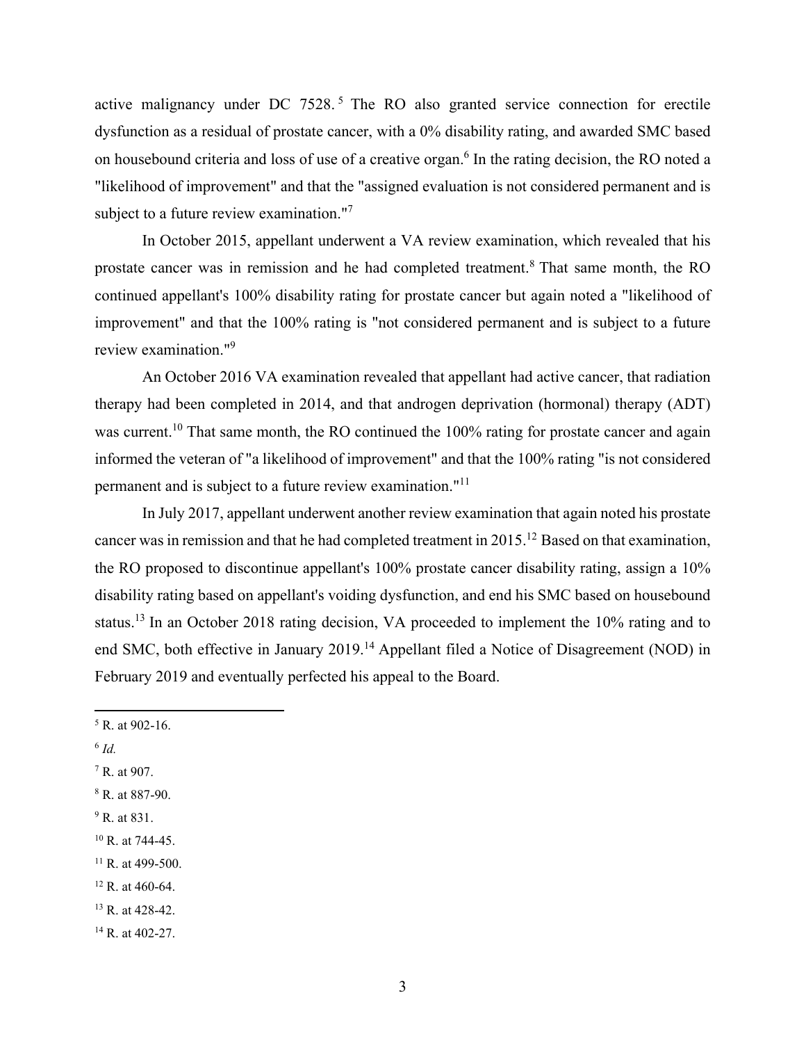active malignancy under DC 7528.[5] The RO also granted service connection for erectile dysfunction as a residual of prostate cancer, with a 0% disability rating, and awarded SMC based on housebound criteria and loss of use of a creative organ.[6] In the rating decision, the RO noted a "likelihood of improvement" and that the "assigned evaluation is not considered permanent and is subject to a future review examination."[7]

In October 2015, appellant underwent a VA review examination, which revealed that his prostate cancer was in remission and he had completed treatment.[8] That same month, the RO continued appellant's 100% disability rating for prostate cancer but again noted a "likelihood of improvement" and that the 100% rating is "not considered permanent and is subject to a future review examination."[9]

An October 2016 VA examination revealed that appellant had active cancer, that radiation therapy had been completed in 2014, and that androgen deprivation (hormonal) therapy (ADT) was current.[10] That same month, the RO continued the 100% rating for prostate cancer and again informed the veteran of "a likelihood of improvement" and that the 100% rating "is not considered permanent and is subject to a future review examination."[11]

In July 2017, appellant underwent another review examination that again noted his prostate cancer was in remission and that he had completed treatment in 2015.[12] Based on that examination, the RO proposed to discontinue appellant's 100% prostate cancer disability rating, assign a 10% disability rating based on appellant's voiding dysfunction, and end his SMC based on housebound status.[13] In an October 2018 rating decision, VA proceeded to implement the 10% rating and to end SMC, both effective in January 2019.[14] Appellant filed a Notice of Disagreement (NOD) in February 2019 and eventually perfected his appeal to the Board.

---

[5] R. at 902-16.

[6] *Id.*

[7] R. at 907.

[8] R. at 887-90.

[9] R. at 831.

[10] R. at 744-45.

[11] R. at 499-500.

[12] R. at 460-64.

[13] R. at 428-42.

[14] R. at 402-27.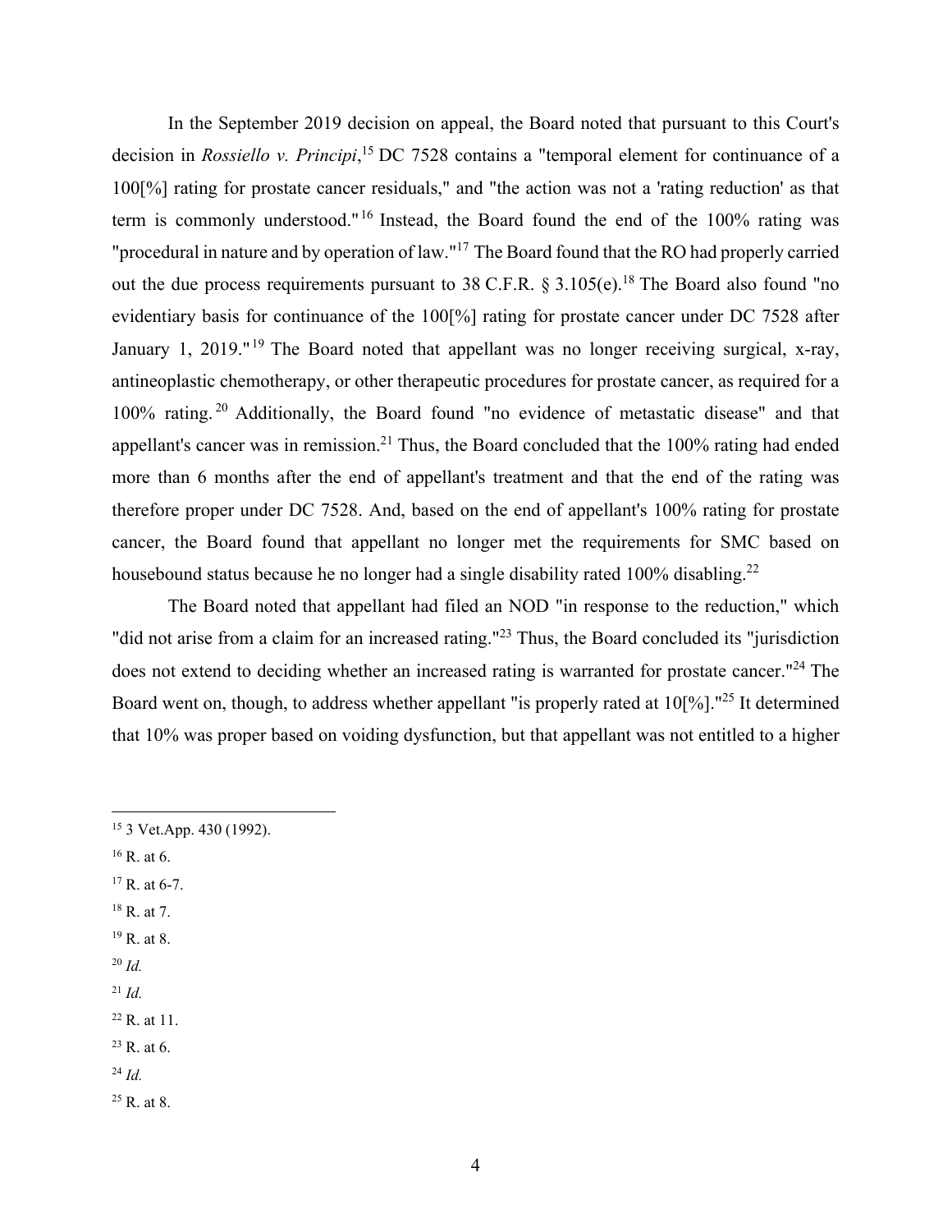In the September 2019 decision on appeal, the Board noted that pursuant to this Court's decision in *Rossiello v. Principi*,[15] DC 7528 contains a "temporal element for continuance of a 100[%] rating for prostate cancer residuals," and "the action was not a 'rating reduction' as that term is commonly understood."[16] Instead, the Board found the end of the 100% rating was "procedural in nature and by operation of law."[17] The Board found that the RO had properly carried out the due process requirements pursuant to 38 C.F.R. § 3.105(e).[18] The Board also found "no evidentiary basis for continuance of the 100[%] rating for prostate cancer under DC 7528 after January 1, 2019."[19] The Board noted that appellant was no longer receiving surgical, x-ray, antineoplastic chemotherapy, or other therapeutic procedures for prostate cancer, as required for a 100% rating.[20] Additionally, the Board found "no evidence of metastatic disease" and that appellant's cancer was in remission.[21] Thus, the Board concluded that the 100% rating had ended more than 6 months after the end of appellant's treatment and that the end of the rating was therefore proper under DC 7528. And, based on the end of appellant's 100% rating for prostate cancer, the Board found that appellant no longer met the requirements for SMC based on housebound status because he no longer had a single disability rated 100% disabling.[22]

The Board noted that appellant had filed an NOD "in response to the reduction," which "did not arise from a claim for an increased rating."[23] Thus, the Board concluded its "jurisdiction does not extend to deciding whether an increased rating is warranted for prostate cancer."[24] The Board went on, though, to address whether appellant "is properly rated at 10[%]."[25] It determined that 10% was proper based on voiding dysfunction, but that appellant was not entitled to a higher

---

[15] 3 Vet.App. 430 (1992).

[16] R. at 6.

[17] R. at 6-7.

[18] R. at 7.

[19] R. at 8.

[20] *Id.*

[21] *Id.*

[22] R. at 11.

[23] R. at 6.

[24] *Id.*

[25] R. at 8.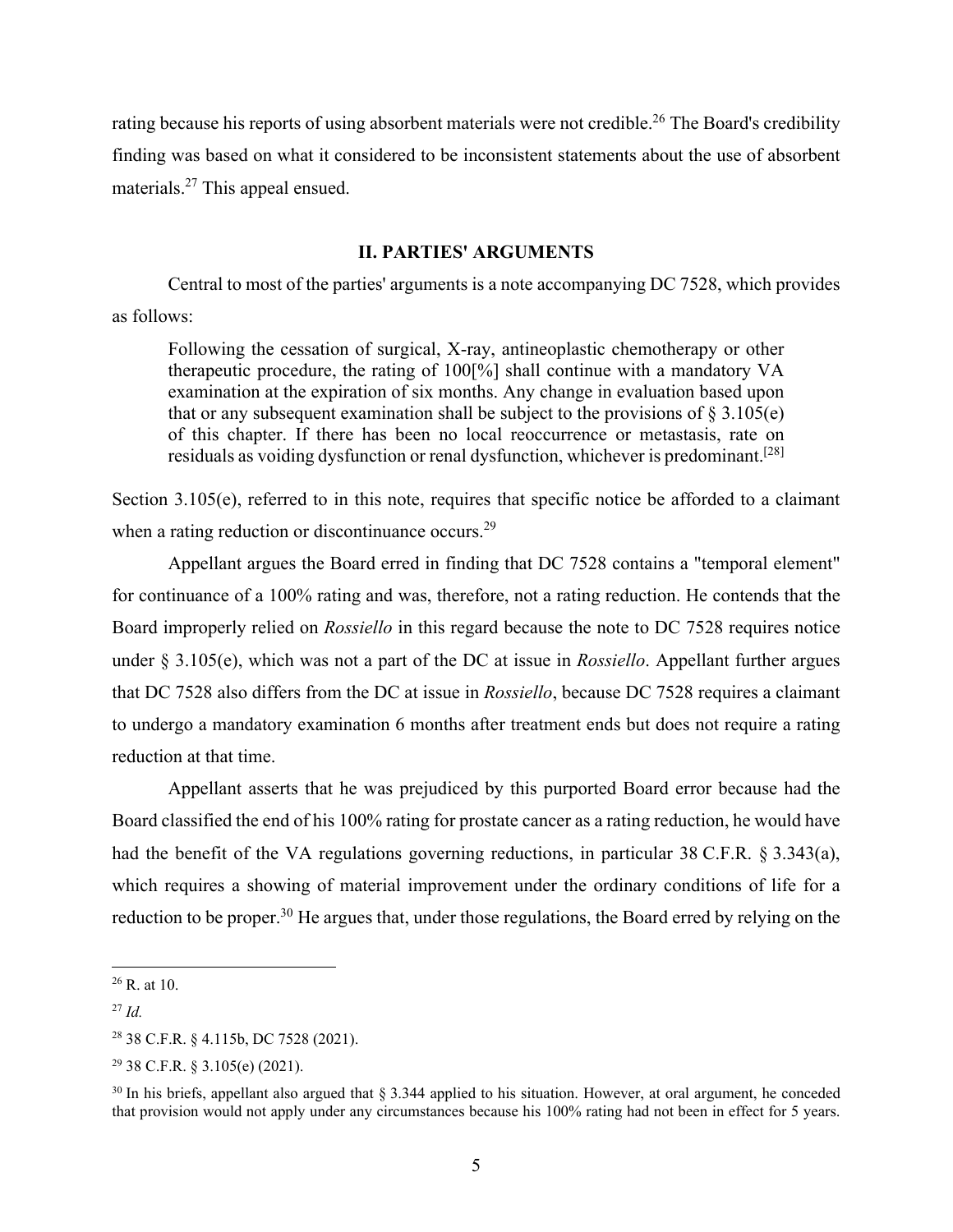rating because his reports of using absorbent materials were not credible.[26] The Board's credibility finding was based on what it considered to be inconsistent statements about the use of absorbent materials.[27] This appeal ensued.

## II. PARTIES' ARGUMENTS

Central to most of the parties' arguments is a note accompanying DC 7528, which provides as follows:

> Following the cessation of surgical, X-ray, antineoplastic chemotherapy or other therapeutic procedure, the rating of 100[%] shall continue with a mandatory VA examination at the expiration of six months. Any change in evaluation based upon that or any subsequent examination shall be subject to the provisions of § 3.105(e) of this chapter. If there has been no local reoccurrence or metastasis, rate on residuals as voiding dysfunction or renal dysfunction, whichever is predominant.[28]

Section 3.105(e), referred to in this note, requires that specific notice be afforded to a claimant when a rating reduction or discontinuance occurs.[29]

Appellant argues the Board erred in finding that DC 7528 contains a "temporal element" for continuance of a 100% rating and was, therefore, not a rating reduction. He contends that the Board improperly relied on *Rossiello* in this regard because the note to DC 7528 requires notice under § 3.105(e), which was not a part of the DC at issue in *Rossiello*. Appellant further argues that DC 7528 also differs from the DC at issue in *Rossiello*, because DC 7528 requires a claimant to undergo a mandatory examination 6 months after treatment ends but does not require a rating reduction at that time.

Appellant asserts that he was prejudiced by this purported Board error because had the Board classified the end of his 100% rating for prostate cancer as a rating reduction, he would have had the benefit of the VA regulations governing reductions, in particular 38 C.F.R. § 3.343(a), which requires a showing of material improvement under the ordinary conditions of life for a reduction to be proper.[30] He argues that, under those regulations, the Board erred by relying on the

---

[26] R. at 10.

[27] *Id.*

[28] 38 C.F.R. § 4.115b, DC 7528 (2021).

[29] 38 C.F.R. § 3.105(e) (2021).

[30] In his briefs, appellant also argued that § 3.344 applied to his situation. However, at oral argument, he conceded that provision would not apply under any circumstances because his 100% rating had not been in effect for 5 years.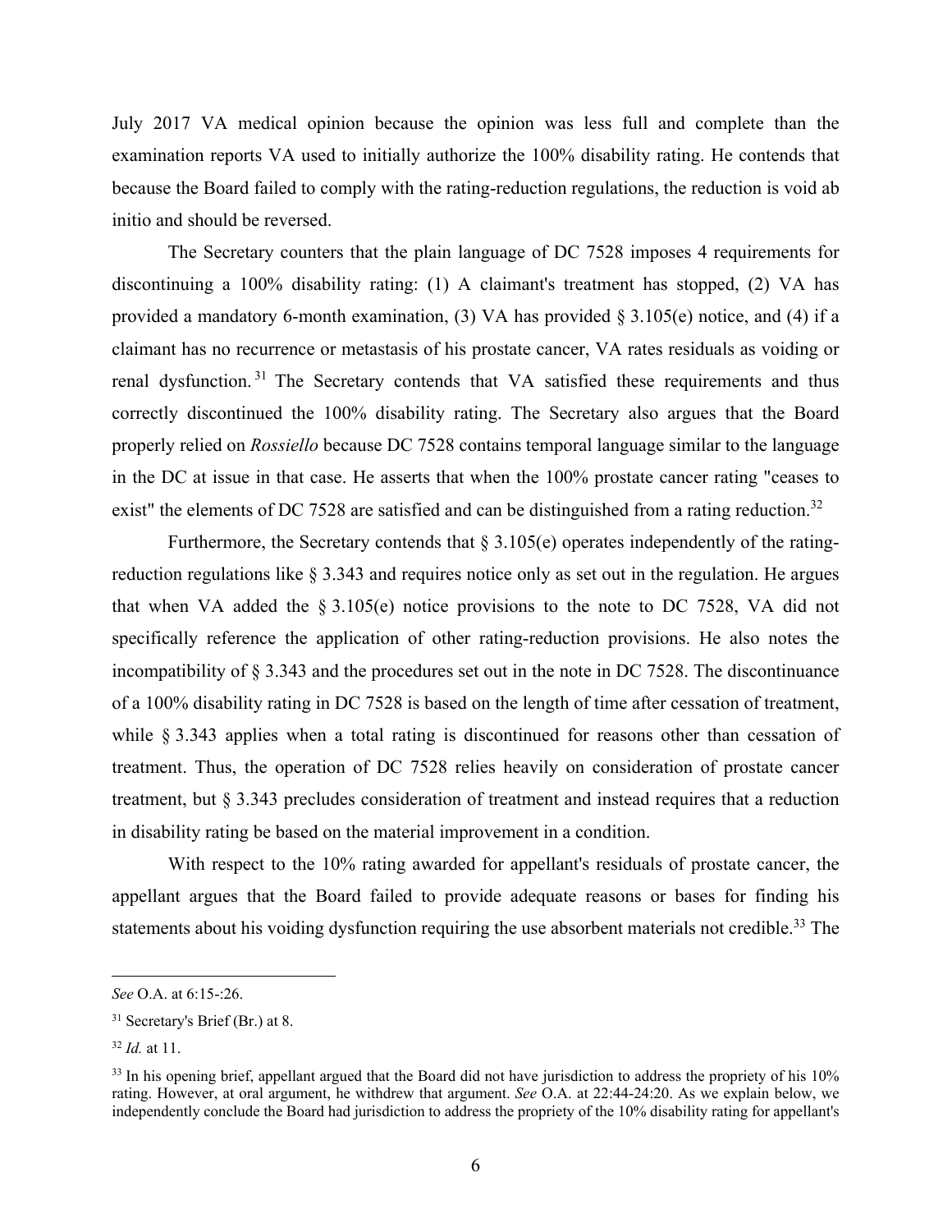July 2017 VA medical opinion because the opinion was less full and complete than the examination reports VA used to initially authorize the 100% disability rating. He contends that because the Board failed to comply with the rating-reduction regulations, the reduction is void ab initio and should be reversed.

The Secretary counters that the plain language of DC 7528 imposes 4 requirements for discontinuing a 100% disability rating: (1) A claimant's treatment has stopped, (2) VA has provided a mandatory 6-month examination, (3) VA has provided § 3.105(e) notice, and (4) if a claimant has no recurrence or metastasis of his prostate cancer, VA rates residuals as voiding or renal dysfunction.[31] The Secretary contends that VA satisfied these requirements and thus correctly discontinued the 100% disability rating. The Secretary also argues that the Board properly relied on *Rossiello* because DC 7528 contains temporal language similar to the language in the DC at issue in that case. He asserts that when the 100% prostate cancer rating "ceases to exist" the elements of DC 7528 are satisfied and can be distinguished from a rating reduction.[32]

Furthermore, the Secretary contends that § 3.105(e) operates independently of the rating-reduction regulations like § 3.343 and requires notice only as set out in the regulation. He argues that when VA added the § 3.105(e) notice provisions to the note to DC 7528, VA did not specifically reference the application of other rating-reduction provisions. He also notes the incompatibility of § 3.343 and the procedures set out in the note in DC 7528. The discontinuance of a 100% disability rating in DC 7528 is based on the length of time after cessation of treatment, while § 3.343 applies when a total rating is discontinued for reasons other than cessation of treatment. Thus, the operation of DC 7528 relies heavily on consideration of prostate cancer treatment, but § 3.343 precludes consideration of treatment and instead requires that a reduction in disability rating be based on the material improvement in a condition.

With respect to the 10% rating awarded for appellant's residuals of prostate cancer, the appellant argues that the Board failed to provide adequate reasons or bases for finding his statements about his voiding dysfunction requiring the use absorbent materials not credible.[33] The

---

*See* O.A. at 6:15-:26.

[31] Secretary's Brief (Br.) at 8.

[32] *Id.* at 11.

[33] In his opening brief, appellant argued that the Board did not have jurisdiction to address the propriety of his 10% rating. However, at oral argument, he withdrew that argument. *See* O.A. at 22:44-24:20. As we explain below, we independently conclude the Board had jurisdiction to address the propriety of the 10% disability rating for appellant's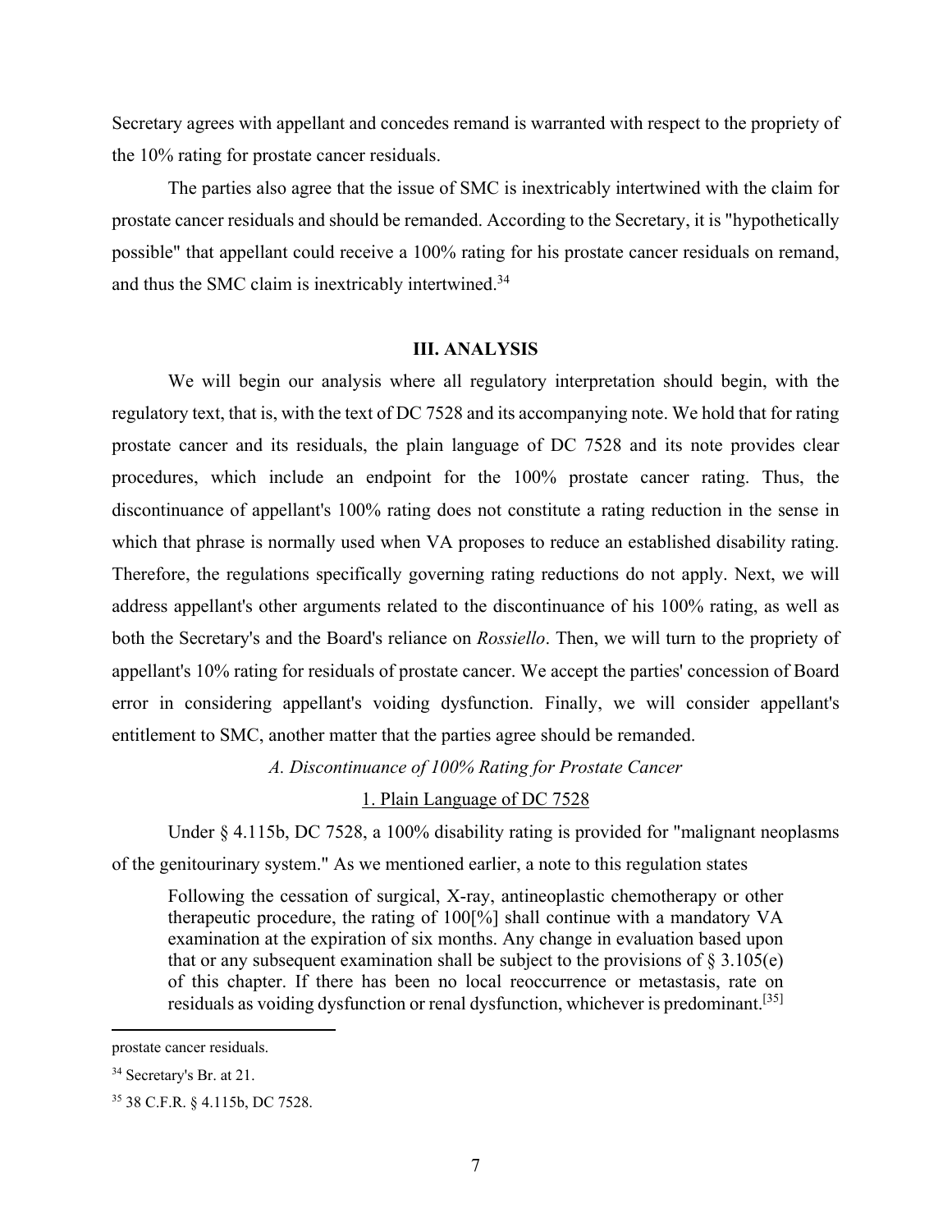Secretary agrees with appellant and concedes remand is warranted with respect to the propriety of the 10% rating for prostate cancer residuals.

The parties also agree that the issue of SMC is inextricably intertwined with the claim for prostate cancer residuals and should be remanded. According to the Secretary, it is "hypothetically possible" that appellant could receive a 100% rating for his prostate cancer residuals on remand, and thus the SMC claim is inextricably intertwined.[34]

## III. ANALYSIS

We will begin our analysis where all regulatory interpretation should begin, with the regulatory text, that is, with the text of DC 7528 and its accompanying note. We hold that for rating prostate cancer and its residuals, the plain language of DC 7528 and its note provides clear procedures, which include an endpoint for the 100% prostate cancer rating. Thus, the discontinuance of appellant's 100% rating does not constitute a rating reduction in the sense in which that phrase is normally used when VA proposes to reduce an established disability rating. Therefore, the regulations specifically governing rating reductions do not apply. Next, we will address appellant's other arguments related to the discontinuance of his 100% rating, as well as both the Secretary's and the Board's reliance on *Rossiello*. Then, we will turn to the propriety of appellant's 10% rating for residuals of prostate cancer. We accept the parties' concession of Board error in considering appellant's voiding dysfunction. Finally, we will consider appellant's entitlement to SMC, another matter that the parties agree should be remanded.

### *A. Discontinuance of 100% Rating for Prostate Cancer*

#### 1. Plain Language of DC 7528

Under § 4.115b, DC 7528, a 100% disability rating is provided for "malignant neoplasms of the genitourinary system." As we mentioned earlier, a note to this regulation states

> Following the cessation of surgical, X-ray, antineoplastic chemotherapy or other therapeutic procedure, the rating of 100[%] shall continue with a mandatory VA examination at the expiration of six months. Any change in evaluation based upon that or any subsequent examination shall be subject to the provisions of § 3.105(e) of this chapter. If there has been no local reoccurrence or metastasis, rate on residuals as voiding dysfunction or renal dysfunction, whichever is predominant.[35]

---

prostate cancer residuals.

[34] Secretary's Br. at 21.

[35] 38 C.F.R. § 4.115b, DC 7528.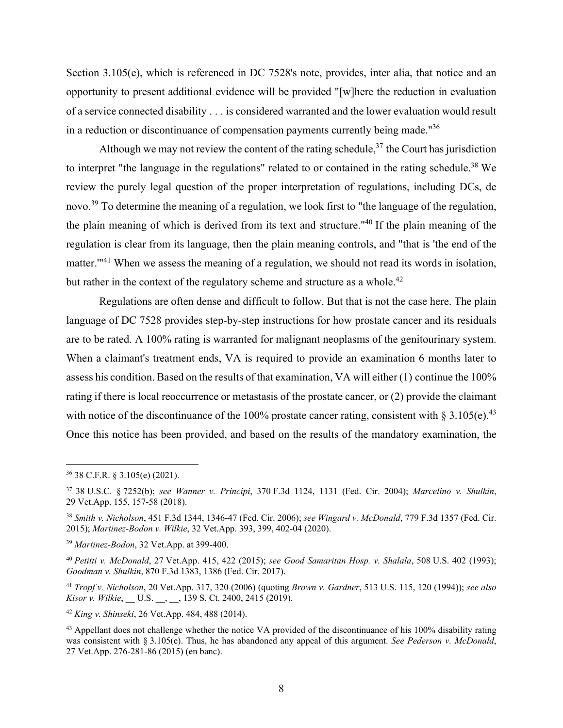Section 3.105(e), which is referenced in DC 7528's note, provides, inter alia, that notice and an opportunity to present additional evidence will be provided "[w]here the reduction in evaluation of a service connected disability . . . is considered warranted and the lower evaluation would result in a reduction or discontinuance of compensation payments currently being made."[36]

Although we may not review the content of the rating schedule,[37] the Court has jurisdiction to interpret "the language in the regulations" related to or contained in the rating schedule.[38] We review the purely legal question of the proper interpretation of regulations, including DCs, de novo.[39] To determine the meaning of a regulation, we look first to "the language of the regulation, the plain meaning of which is derived from its text and structure."[40] If the plain meaning of the regulation is clear from its language, then the plain meaning controls, and "that is 'the end of the matter.'"[41] When we assess the meaning of a regulation, we should not read its words in isolation, but rather in the context of the regulatory scheme and structure as a whole.[42]

Regulations are often dense and difficult to follow. But that is not the case here. The plain language of DC 7528 provides step-by-step instructions for how prostate cancer and its residuals are to be rated. A 100% rating is warranted for malignant neoplasms of the genitourinary system. When a claimant's treatment ends, VA is required to provide an examination 6 months later to assess his condition. Based on the results of that examination, VA will either (1) continue the 100% rating if there is local reoccurrence or metastasis of the prostate cancer, or (2) provide the claimant with notice of the discontinuance of the 100% prostate cancer rating, consistent with § 3.105(e).[43] Once this notice has been provided, and based on the results of the mandatory examination, the

---

[36] 38 C.F.R. § 3.105(e) (2021).

[37] 38 U.S.C. § 7252(b); *see Wanner v. Principi*, 370 F.3d 1124, 1131 (Fed. Cir. 2004); *Marcelino v. Shulkin*, 29 Vet.App. 155, 157-58 (2018).

[38] *Smith v. Nicholson*, 451 F.3d 1344, 1346-47 (Fed. Cir. 2006); *see Wingard v. McDonald*, 779 F.3d 1357 (Fed. Cir. 2015); *Martinez-Bodon v. Wilkie*, 32 Vet.App. 393, 399, 402-04 (2020).

[39] *Martinez-Bodon*, 32 Vet.App. at 399-400.

[40] *Petitti v. McDonald*, 27 Vet.App. 415, 422 (2015); *see Good Samaritan Hosp. v. Shalala*, 508 U.S. 402 (1993); *Goodman v. Shulkin*, 870 F.3d 1383, 1386 (Fed. Cir. 2017).

[41] *Tropf v. Nicholson*, 20 Vet.App. 317, 320 (2006) (quoting *Brown v. Gardner*, 513 U.S. 115, 120 (1994)); *see also Kisor v. Wilkie*, __ U.S. __, __, 139 S. Ct. 2400, 2415 (2019).

[42] *King v. Shinseki*, 26 Vet.App. 484, 488 (2014).

[43] Appellant does not challenge whether the notice VA provided of the discontinuance of his 100% disability rating was consistent with § 3.105(e). Thus, he has abandoned any appeal of this argument. *See Pederson v. McDonald*, 27 Vet.App. 276-281-86 (2015) (en banc).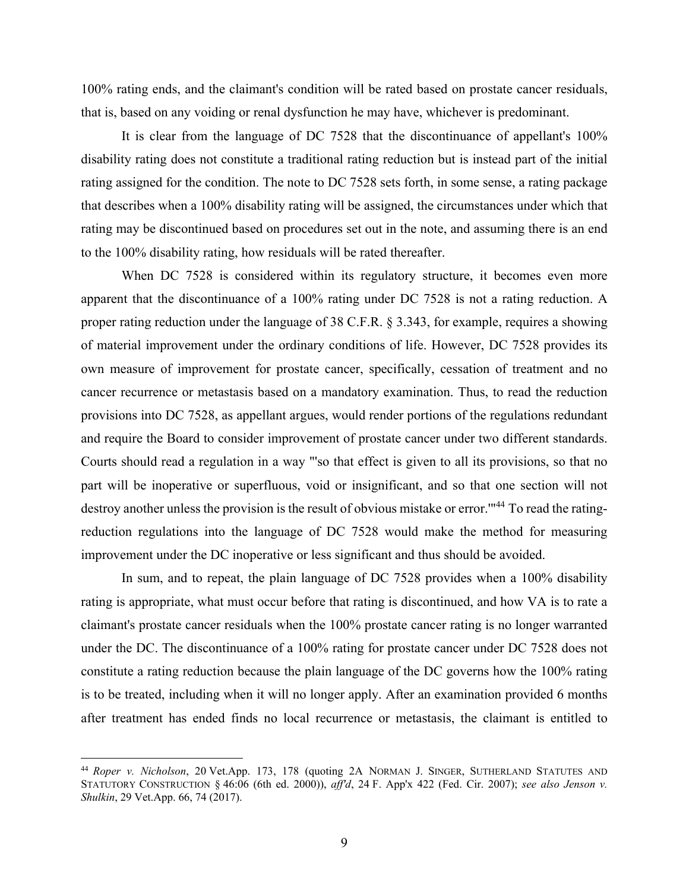100% rating ends, and the claimant's condition will be rated based on prostate cancer residuals, that is, based on any voiding or renal dysfunction he may have, whichever is predominant.

It is clear from the language of DC 7528 that the discontinuance of appellant's 100% disability rating does not constitute a traditional rating reduction but is instead part of the initial rating assigned for the condition. The note to DC 7528 sets forth, in some sense, a rating package that describes when a 100% disability rating will be assigned, the circumstances under which that rating may be discontinued based on procedures set out in the note, and assuming there is an end to the 100% disability rating, how residuals will be rated thereafter.

When DC 7528 is considered within its regulatory structure, it becomes even more apparent that the discontinuance of a 100% rating under DC 7528 is not a rating reduction. A proper rating reduction under the language of 38 C.F.R. § 3.343, for example, requires a showing of material improvement under the ordinary conditions of life. However, DC 7528 provides its own measure of improvement for prostate cancer, specifically, cessation of treatment and no cancer recurrence or metastasis based on a mandatory examination. Thus, to read the reduction provisions into DC 7528, as appellant argues, would render portions of the regulations redundant and require the Board to consider improvement of prostate cancer under two different standards. Courts should read a regulation in a way "'so that effect is given to all its provisions, so that no part will be inoperative or superfluous, void or insignificant, and so that one section will not destroy another unless the provision is the result of obvious mistake or error.'"[44] To read the rating-reduction regulations into the language of DC 7528 would make the method for measuring improvement under the DC inoperative or less significant and thus should be avoided.

In sum, and to repeat, the plain language of DC 7528 provides when a 100% disability rating is appropriate, what must occur before that rating is discontinued, and how VA is to rate a claimant's prostate cancer residuals when the 100% prostate cancer rating is no longer warranted under the DC. The discontinuance of a 100% rating for prostate cancer under DC 7528 does not constitute a rating reduction because the plain language of the DC governs how the 100% rating is to be treated, including when it will no longer apply. After an examination provided 6 months after treatment has ended finds no local recurrence or metastasis, the claimant is entitled to

---

[44] *Roper v. Nicholson*, 20 Vet.App. 173, 178 (quoting 2A NORMAN J. SINGER, SUTHERLAND STATUTES AND STATUTORY CONSTRUCTION § 46:06 (6th ed. 2000)), *aff'd*, 24 F. App'x 422 (Fed. Cir. 2007); *see also Jenson v. Shulkin*, 29 Vet.App. 66, 74 (2017).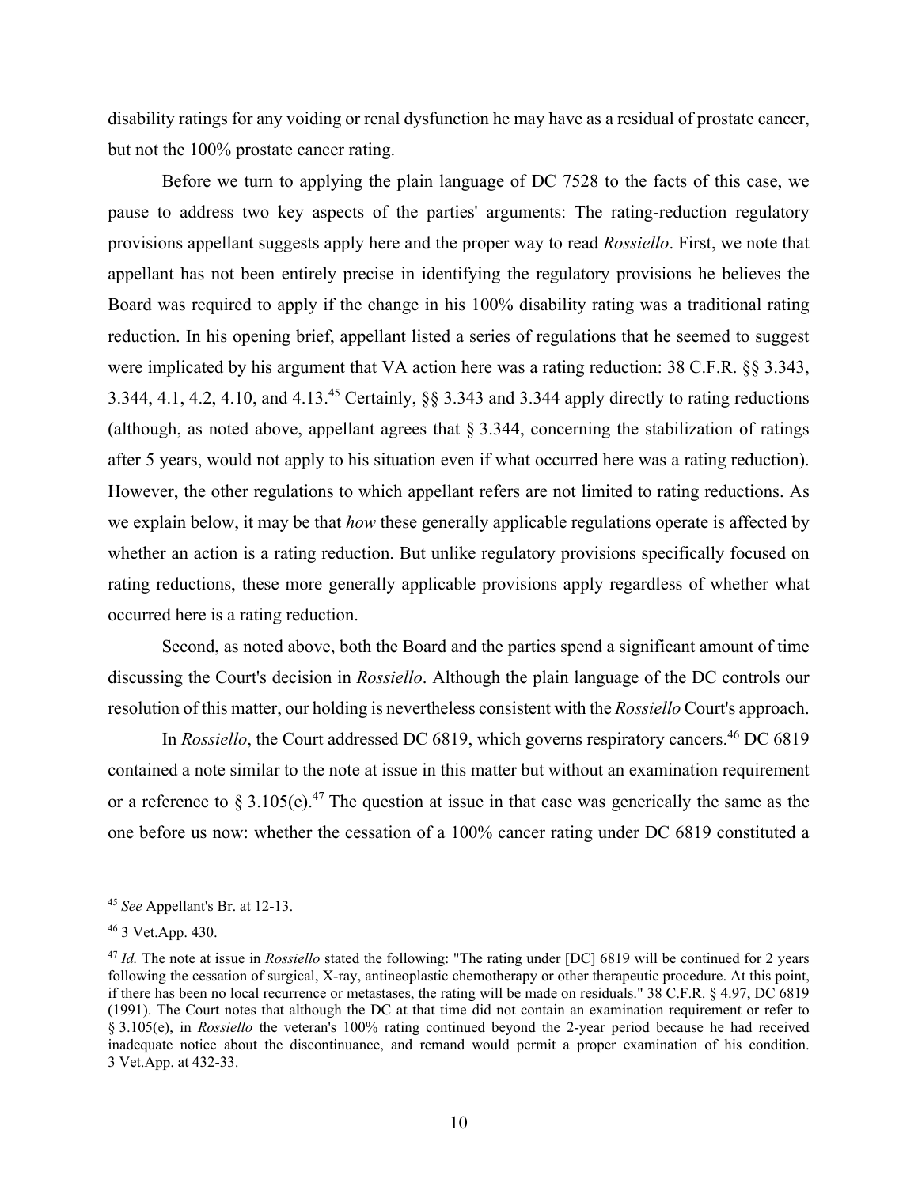disability ratings for any voiding or renal dysfunction he may have as a residual of prostate cancer, but not the 100% prostate cancer rating.

Before we turn to applying the plain language of DC 7528 to the facts of this case, we pause to address two key aspects of the parties' arguments: The rating-reduction regulatory provisions appellant suggests apply here and the proper way to read *Rossiello*. First, we note that appellant has not been entirely precise in identifying the regulatory provisions he believes the Board was required to apply if the change in his 100% disability rating was a traditional rating reduction. In his opening brief, appellant listed a series of regulations that he seemed to suggest were implicated by his argument that VA action here was a rating reduction: 38 C.F.R. §§ 3.343, 3.344, 4.1, 4.2, 4.10, and 4.13.[45] Certainly, §§ 3.343 and 3.344 apply directly to rating reductions (although, as noted above, appellant agrees that § 3.344, concerning the stabilization of ratings after 5 years, would not apply to his situation even if what occurred here was a rating reduction). However, the other regulations to which appellant refers are not limited to rating reductions. As we explain below, it may be that *how* these generally applicable regulations operate is affected by whether an action is a rating reduction. But unlike regulatory provisions specifically focused on rating reductions, these more generally applicable provisions apply regardless of whether what occurred here is a rating reduction.

Second, as noted above, both the Board and the parties spend a significant amount of time discussing the Court's decision in *Rossiello*. Although the plain language of the DC controls our resolution of this matter, our holding is nevertheless consistent with the *Rossiello* Court's approach.

In *Rossiello*, the Court addressed DC 6819, which governs respiratory cancers.[46] DC 6819 contained a note similar to the note at issue in this matter but without an examination requirement or a reference to § 3.105(e).[47] The question at issue in that case was generically the same as the one before us now: whether the cessation of a 100% cancer rating under DC 6819 constituted a

---

[45] *See* Appellant's Br. at 12-13.

[46] 3 Vet.App. 430.

[47] *Id.* The note at issue in *Rossiello* stated the following: "The rating under [DC] 6819 will be continued for 2 years following the cessation of surgical, X-ray, antineoplastic chemotherapy or other therapeutic procedure. At this point, if there has been no local recurrence or metastases, the rating will be made on residuals." 38 C.F.R. § 4.97, DC 6819 (1991). The Court notes that although the DC at that time did not contain an examination requirement or refer to § 3.105(e), in *Rossiello* the veteran's 100% rating continued beyond the 2-year period because he had received inadequate notice about the discontinuance, and remand would permit a proper examination of his condition. 3 Vet.App. at 432-33.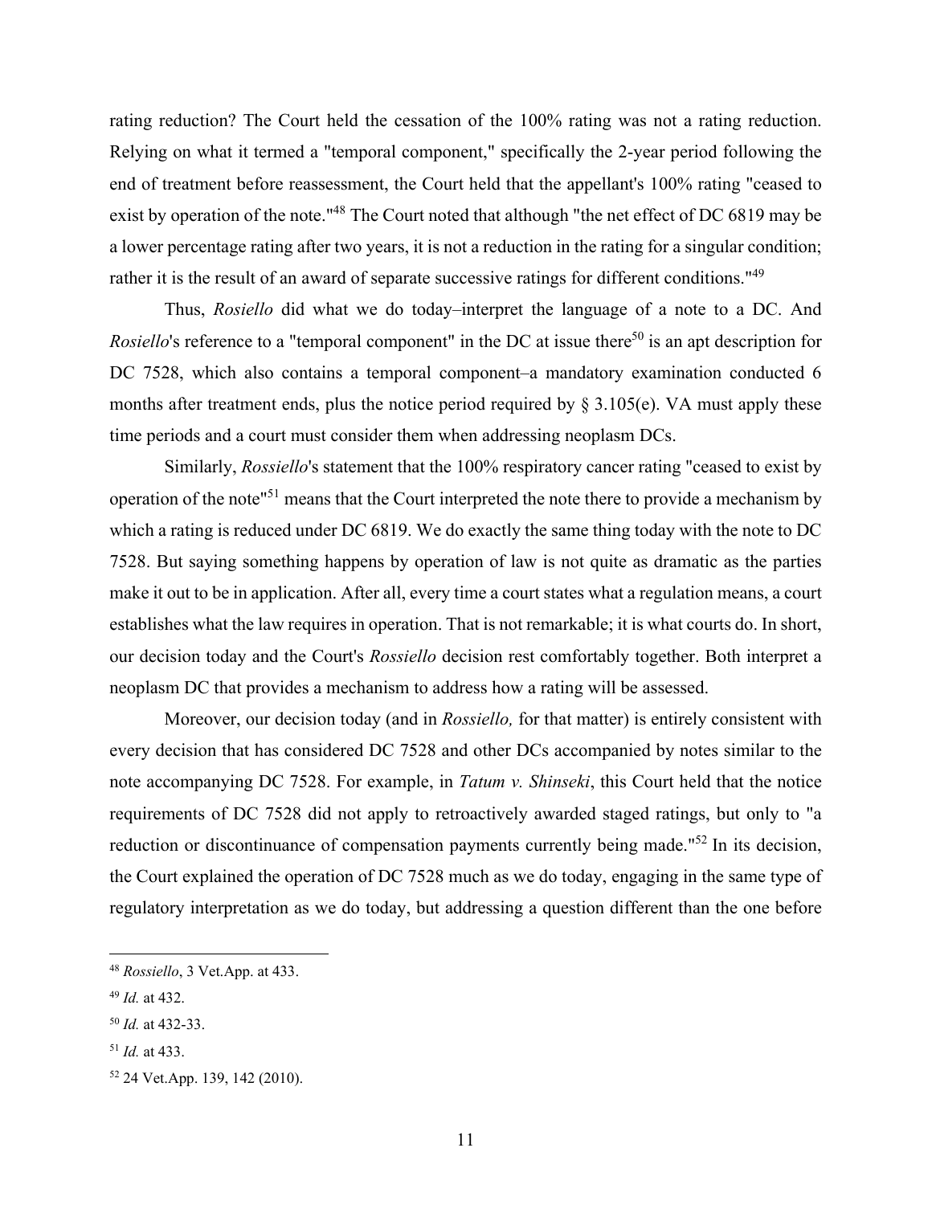rating reduction? The Court held the cessation of the 100% rating was not a rating reduction. Relying on what it termed a "temporal component," specifically the 2-year period following the end of treatment before reassessment, the Court held that the appellant's 100% rating "ceased to exist by operation of the note."[48] The Court noted that although "the net effect of DC 6819 may be a lower percentage rating after two years, it is not a reduction in the rating for a singular condition; rather it is the result of an award of separate successive ratings for different conditions."[49]

Thus, *Rosiello* did what we do today–interpret the language of a note to a DC. And *Rosiello*'s reference to a "temporal component" in the DC at issue there[50] is an apt description for DC 7528, which also contains a temporal component–a mandatory examination conducted 6 months after treatment ends, plus the notice period required by § 3.105(e). VA must apply these time periods and a court must consider them when addressing neoplasm DCs.

Similarly, *Rossiello*'s statement that the 100% respiratory cancer rating "ceased to exist by operation of the note"[51] means that the Court interpreted the note there to provide a mechanism by which a rating is reduced under DC 6819. We do exactly the same thing today with the note to DC 7528. But saying something happens by operation of law is not quite as dramatic as the parties make it out to be in application. After all, every time a court states what a regulation means, a court establishes what the law requires in operation. That is not remarkable; it is what courts do. In short, our decision today and the Court's *Rossiello* decision rest comfortably together. Both interpret a neoplasm DC that provides a mechanism to address how a rating will be assessed.

Moreover, our decision today (and in *Rossiello,* for that matter) is entirely consistent with every decision that has considered DC 7528 and other DCs accompanied by notes similar to the note accompanying DC 7528. For example, in *Tatum v. Shinseki*, this Court held that the notice requirements of DC 7528 did not apply to retroactively awarded staged ratings, but only to "a reduction or discontinuance of compensation payments currently being made."[52] In its decision, the Court explained the operation of DC 7528 much as we do today, engaging in the same type of regulatory interpretation as we do today, but addressing a question different than the one before

---

[48] *Rossiello*, 3 Vet.App. at 433.

[49] *Id.* at 432.

[50] *Id.* at 432-33.

[51] *Id.* at 433.

[52] 24 Vet.App. 139, 142 (2010).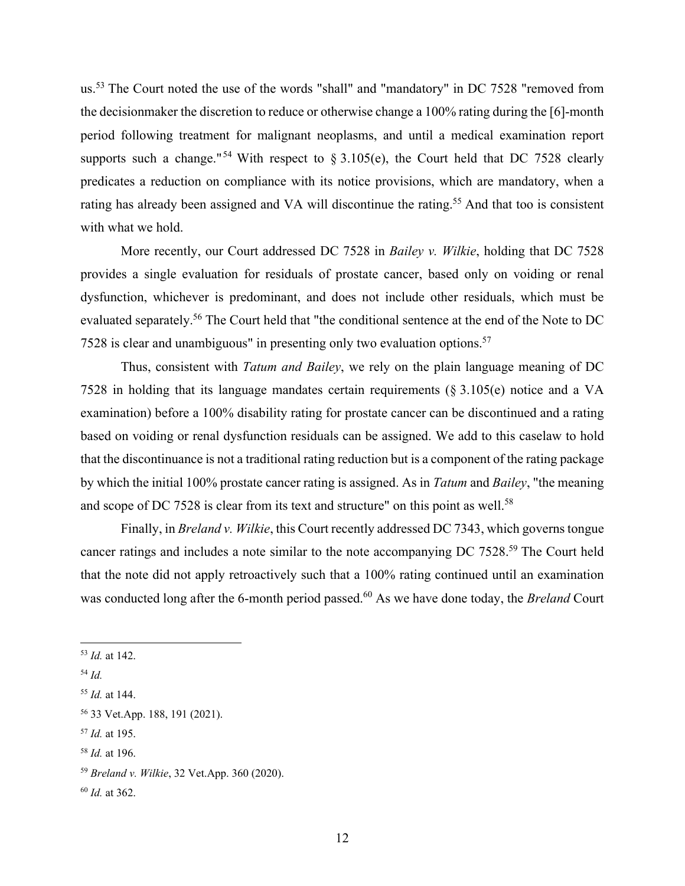us.[53] The Court noted the use of the words "shall" and "mandatory" in DC 7528 "removed from the decisionmaker the discretion to reduce or otherwise change a 100% rating during the [6]-month period following treatment for malignant neoplasms, and until a medical examination report supports such a change."[54] With respect to § 3.105(e), the Court held that DC 7528 clearly predicates a reduction on compliance with its notice provisions, which are mandatory, when a rating has already been assigned and VA will discontinue the rating.[55] And that too is consistent with what we hold.

More recently, our Court addressed DC 7528 in *Bailey v. Wilkie*, holding that DC 7528 provides a single evaluation for residuals of prostate cancer, based only on voiding or renal dysfunction, whichever is predominant, and does not include other residuals, which must be evaluated separately.[56] The Court held that "the conditional sentence at the end of the Note to DC 7528 is clear and unambiguous" in presenting only two evaluation options.[57]

Thus, consistent with *Tatum and Bailey*, we rely on the plain language meaning of DC 7528 in holding that its language mandates certain requirements (§ 3.105(e) notice and a VA examination) before a 100% disability rating for prostate cancer can be discontinued and a rating based on voiding or renal dysfunction residuals can be assigned. We add to this caselaw to hold that the discontinuance is not a traditional rating reduction but is a component of the rating package by which the initial 100% prostate cancer rating is assigned. As in *Tatum* and *Bailey*, "the meaning and scope of DC 7528 is clear from its text and structure" on this point as well.[58]

Finally, in *Breland v. Wilkie*, this Court recently addressed DC 7343, which governs tongue cancer ratings and includes a note similar to the note accompanying DC 7528.[59] The Court held that the note did not apply retroactively such that a 100% rating continued until an examination was conducted long after the 6-month period passed.[60] As we have done today, the *Breland* Court

---

[53] *Id.* at 142.

[54] *Id.*

[55] *Id.* at 144.

[56] 33 Vet.App. 188, 191 (2021).

[57] *Id.* at 195.

[58] *Id.* at 196.

[59] *Breland v. Wilkie*, 32 Vet.App. 360 (2020).

[60] *Id.* at 362.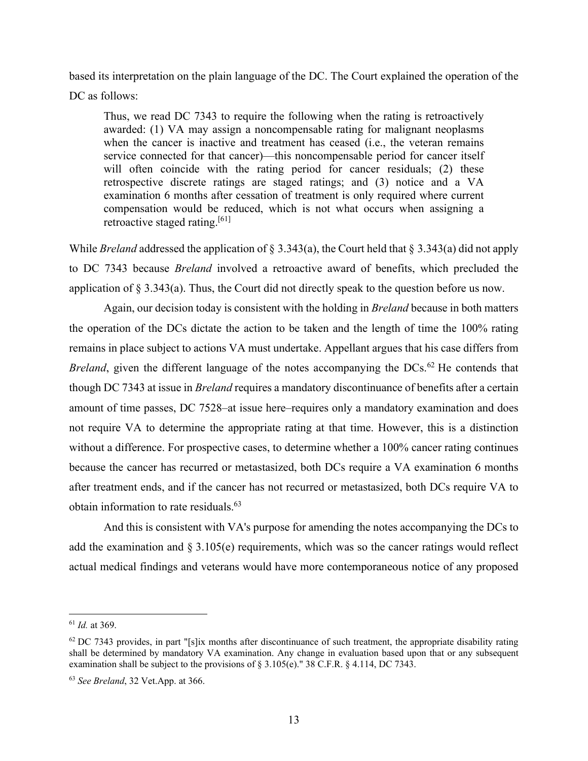based its interpretation on the plain language of the DC. The Court explained the operation of the DC as follows:

> Thus, we read DC 7343 to require the following when the rating is retroactively awarded: (1) VA may assign a noncompensable rating for malignant neoplasms when the cancer is inactive and treatment has ceased (i.e., the veteran remains service connected for that cancer)—this noncompensable period for cancer itself will often coincide with the rating period for cancer residuals; (2) these retrospective discrete ratings are staged ratings; and (3) notice and a VA examination 6 months after cessation of treatment is only required where current compensation would be reduced, which is not what occurs when assigning a retroactive staged rating.[61]

While *Breland* addressed the application of § 3.343(a), the Court held that § 3.343(a) did not apply to DC 7343 because *Breland* involved a retroactive award of benefits, which precluded the application of § 3.343(a). Thus, the Court did not directly speak to the question before us now.

Again, our decision today is consistent with the holding in *Breland* because in both matters the operation of the DCs dictate the action to be taken and the length of time the 100% rating remains in place subject to actions VA must undertake. Appellant argues that his case differs from *Breland*, given the different language of the notes accompanying the DCs.[62] He contends that though DC 7343 at issue in *Breland* requires a mandatory discontinuance of benefits after a certain amount of time passes, DC 7528–at issue here–requires only a mandatory examination and does not require VA to determine the appropriate rating at that time. However, this is a distinction without a difference. For prospective cases, to determine whether a 100% cancer rating continues because the cancer has recurred or metastasized, both DCs require a VA examination 6 months after treatment ends, and if the cancer has not recurred or metastasized, both DCs require VA to obtain information to rate residuals.[63]

And this is consistent with VA's purpose for amending the notes accompanying the DCs to add the examination and § 3.105(e) requirements, which was so the cancer ratings would reflect actual medical findings and veterans would have more contemporaneous notice of any proposed

---

[61] *Id.* at 369.

[62] DC 7343 provides, in part "[s]ix months after discontinuance of such treatment, the appropriate disability rating shall be determined by mandatory VA examination. Any change in evaluation based upon that or any subsequent examination shall be subject to the provisions of § 3.105(e)." 38 C.F.R. § 4.114, DC 7343.

[63] *See Breland*, 32 Vet.App. at 366.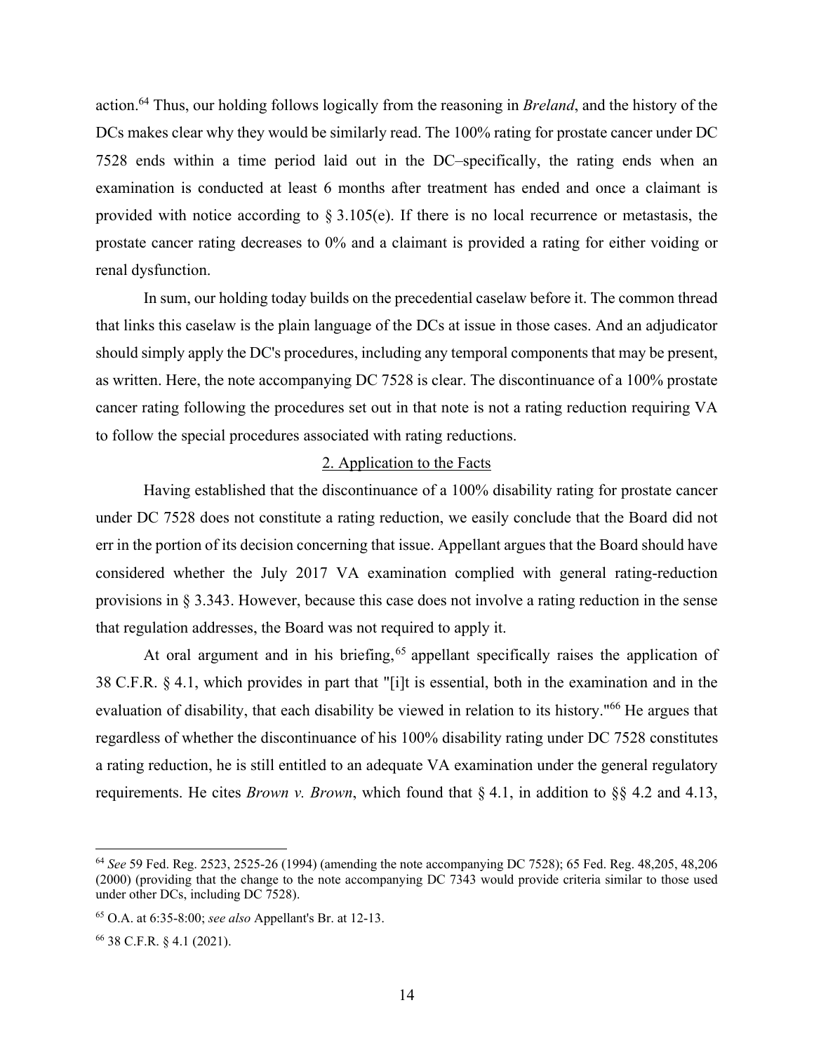action.[64] Thus, our holding follows logically from the reasoning in *Breland*, and the history of the DCs makes clear why they would be similarly read. The 100% rating for prostate cancer under DC 7528 ends within a time period laid out in the DC–specifically, the rating ends when an examination is conducted at least 6 months after treatment has ended and once a claimant is provided with notice according to § 3.105(e). If there is no local recurrence or metastasis, the prostate cancer rating decreases to 0% and a claimant is provided a rating for either voiding or renal dysfunction.

In sum, our holding today builds on the precedential caselaw before it. The common thread that links this caselaw is the plain language of the DCs at issue in those cases. And an adjudicator should simply apply the DC's procedures, including any temporal components that may be present, as written. Here, the note accompanying DC 7528 is clear. The discontinuance of a 100% prostate cancer rating following the procedures set out in that note is not a rating reduction requiring VA to follow the special procedures associated with rating reductions.

2. Application to the Facts

Having established that the discontinuance of a 100% disability rating for prostate cancer under DC 7528 does not constitute a rating reduction, we easily conclude that the Board did not err in the portion of its decision concerning that issue. Appellant argues that the Board should have considered whether the July 2017 VA examination complied with general rating-reduction provisions in § 3.343. However, because this case does not involve a rating reduction in the sense that regulation addresses, the Board was not required to apply it.

At oral argument and in his briefing,[65] appellant specifically raises the application of 38 C.F.R. § 4.1, which provides in part that "[i]t is essential, both in the examination and in the evaluation of disability, that each disability be viewed in relation to its history."[66] He argues that regardless of whether the discontinuance of his 100% disability rating under DC 7528 constitutes a rating reduction, he is still entitled to an adequate VA examination under the general regulatory requirements. He cites *Brown v. Brown*, which found that § 4.1, in addition to §§ 4.2 and 4.13,

---

[64] *See* 59 Fed. Reg. 2523, 2525-26 (1994) (amending the note accompanying DC 7528); 65 Fed. Reg. 48,205, 48,206 (2000) (providing that the change to the note accompanying DC 7343 would provide criteria similar to those used under other DCs, including DC 7528).

[65] O.A. at 6:35-8:00; *see also* Appellant's Br. at 12-13.

[66] 38 C.F.R. § 4.1 (2021).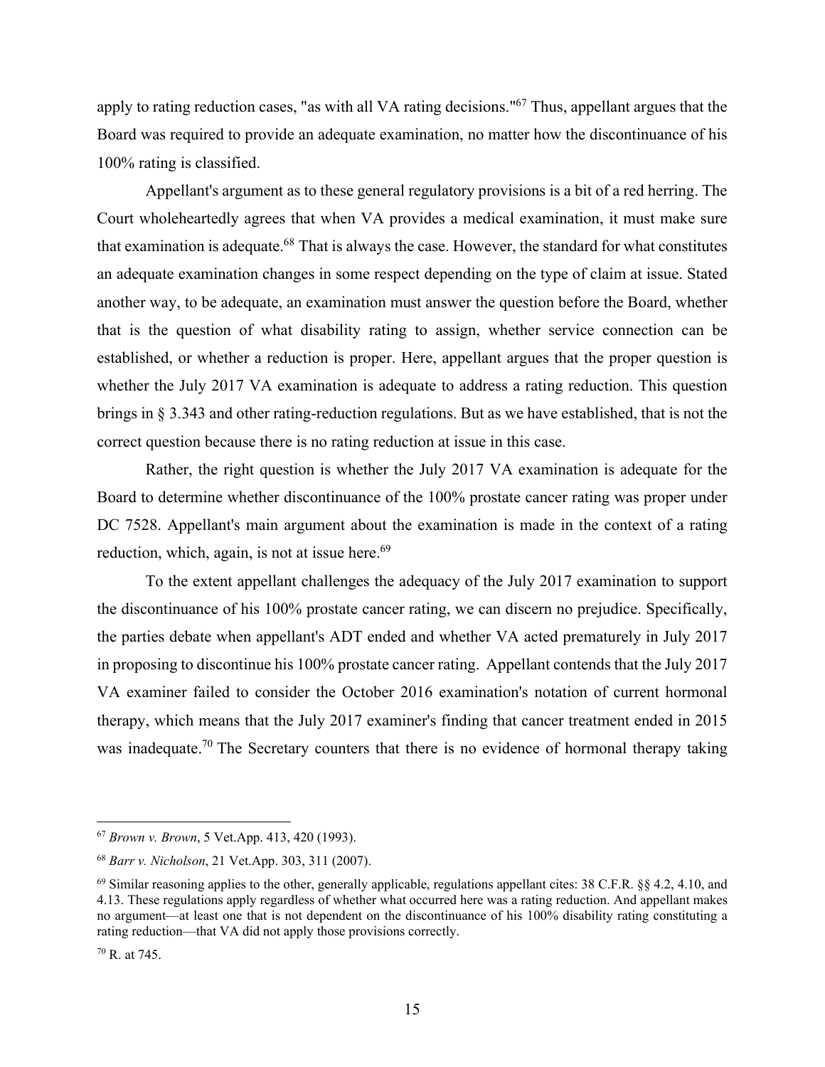apply to rating reduction cases, "as with all VA rating decisions."[67] Thus, appellant argues that the Board was required to provide an adequate examination, no matter how the discontinuance of his 100% rating is classified.

Appellant's argument as to these general regulatory provisions is a bit of a red herring. The Court wholeheartedly agrees that when VA provides a medical examination, it must make sure that examination is adequate.[68] That is always the case. However, the standard for what constitutes an adequate examination changes in some respect depending on the type of claim at issue. Stated another way, to be adequate, an examination must answer the question before the Board, whether that is the question of what disability rating to assign, whether service connection can be established, or whether a reduction is proper. Here, appellant argues that the proper question is whether the July 2017 VA examination is adequate to address a rating reduction. This question brings in § 3.343 and other rating-reduction regulations. But as we have established, that is not the correct question because there is no rating reduction at issue in this case.

Rather, the right question is whether the July 2017 VA examination is adequate for the Board to determine whether discontinuance of the 100% prostate cancer rating was proper under DC 7528. Appellant's main argument about the examination is made in the context of a rating reduction, which, again, is not at issue here.[69]

To the extent appellant challenges the adequacy of the July 2017 examination to support the discontinuance of his 100% prostate cancer rating, we can discern no prejudice. Specifically, the parties debate when appellant's ADT ended and whether VA acted prematurely in July 2017 in proposing to discontinue his 100% prostate cancer rating. Appellant contends that the July 2017 VA examiner failed to consider the October 2016 examination's notation of current hormonal therapy, which means that the July 2017 examiner's finding that cancer treatment ended in 2015 was inadequate.[70] The Secretary counters that there is no evidence of hormonal therapy taking

---

[67] *Brown v. Brown*, 5 Vet.App. 413, 420 (1993).

[68] *Barr v. Nicholson*, 21 Vet.App. 303, 311 (2007).

[69] Similar reasoning applies to the other, generally applicable, regulations appellant cites: 38 C.F.R. §§ 4.2, 4.10, and 4.13. These regulations apply regardless of whether what occurred here was a rating reduction. And appellant makes no argument—at least one that is not dependent on the discontinuance of his 100% disability rating constituting a rating reduction—that VA did not apply those provisions correctly.

[70] R. at 745.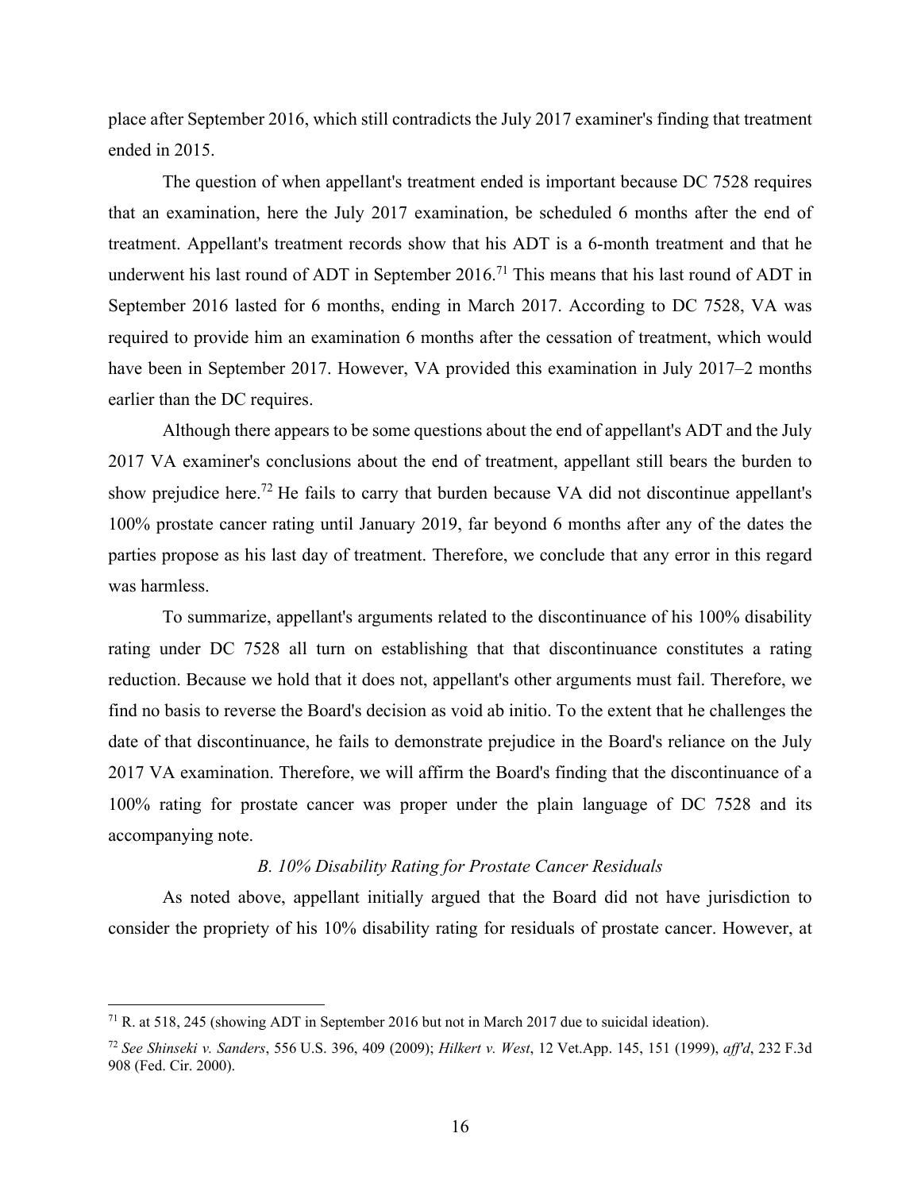place after September 2016, which still contradicts the July 2017 examiner's finding that treatment ended in 2015.

The question of when appellant's treatment ended is important because DC 7528 requires that an examination, here the July 2017 examination, be scheduled 6 months after the end of treatment. Appellant's treatment records show that his ADT is a 6-month treatment and that he underwent his last round of ADT in September 2016.[71] This means that his last round of ADT in September 2016 lasted for 6 months, ending in March 2017. According to DC 7528, VA was required to provide him an examination 6 months after the cessation of treatment, which would have been in September 2017. However, VA provided this examination in July 2017–2 months earlier than the DC requires.

Although there appears to be some questions about the end of appellant's ADT and the July 2017 VA examiner's conclusions about the end of treatment, appellant still bears the burden to show prejudice here.[72] He fails to carry that burden because VA did not discontinue appellant's 100% prostate cancer rating until January 2019, far beyond 6 months after any of the dates the parties propose as his last day of treatment. Therefore, we conclude that any error in this regard was harmless.

To summarize, appellant's arguments related to the discontinuance of his 100% disability rating under DC 7528 all turn on establishing that that discontinuance constitutes a rating reduction. Because we hold that it does not, appellant's other arguments must fail. Therefore, we find no basis to reverse the Board's decision as void ab initio. To the extent that he challenges the date of that discontinuance, he fails to demonstrate prejudice in the Board's reliance on the July 2017 VA examination. Therefore, we will affirm the Board's finding that the discontinuance of a 100% rating for prostate cancer was proper under the plain language of DC 7528 and its accompanying note.

### *B. 10% Disability Rating for Prostate Cancer Residuals*

As noted above, appellant initially argued that the Board did not have jurisdiction to consider the propriety of his 10% disability rating for residuals of prostate cancer. However, at

---

[71] R. at 518, 245 (showing ADT in September 2016 but not in March 2017 due to suicidal ideation).

[72] *See Shinseki v. Sanders*, 556 U.S. 396, 409 (2009); *Hilkert v. West*, 12 Vet.App. 145, 151 (1999), *aff'd*, 232 F.3d 908 (Fed. Cir. 2000).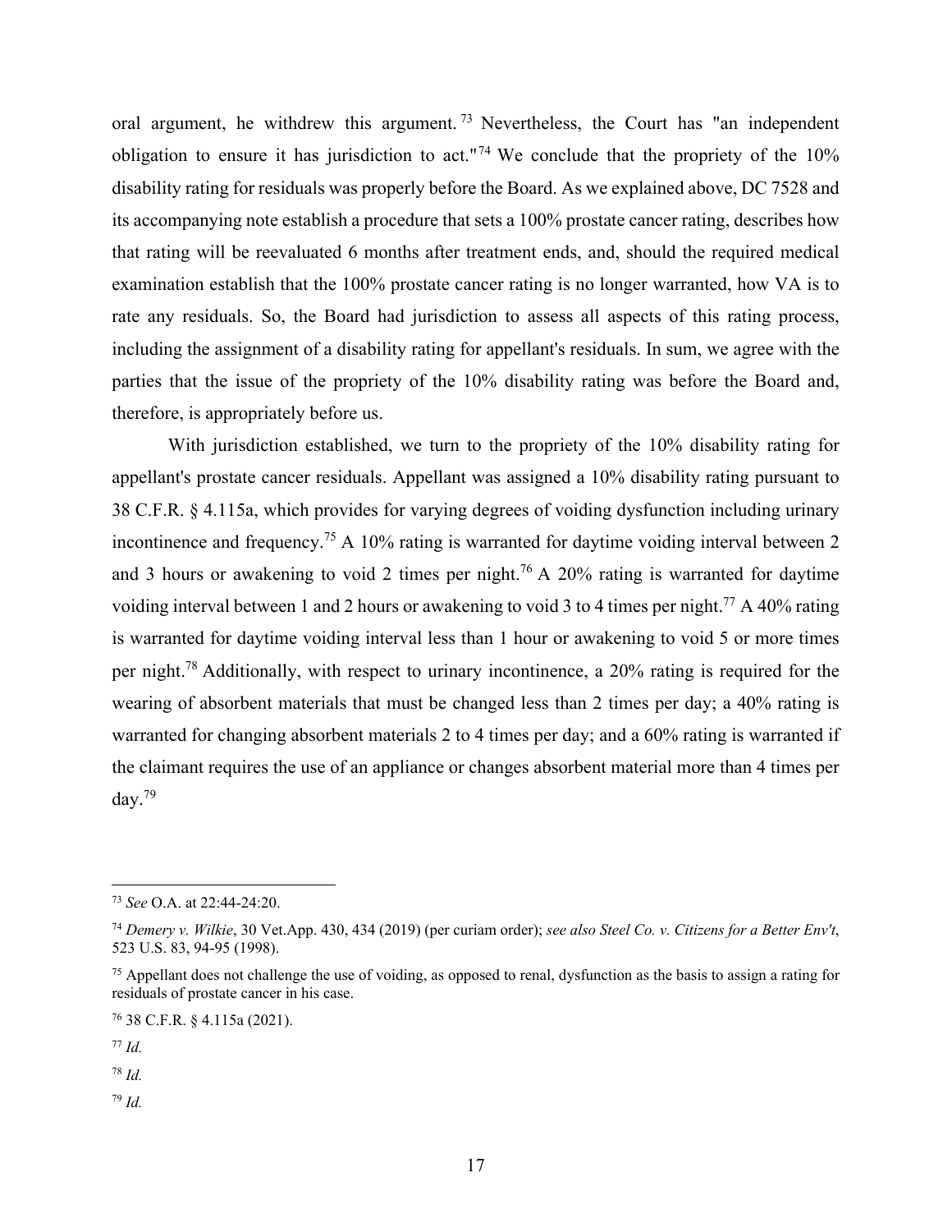oral argument, he withdrew this argument.[73] Nevertheless, the Court has "an independent obligation to ensure it has jurisdiction to act."[74] We conclude that the propriety of the 10% disability rating for residuals was properly before the Board. As we explained above, DC 7528 and its accompanying note establish a procedure that sets a 100% prostate cancer rating, describes how that rating will be reevaluated 6 months after treatment ends, and, should the required medical examination establish that the 100% prostate cancer rating is no longer warranted, how VA is to rate any residuals. So, the Board had jurisdiction to assess all aspects of this rating process, including the assignment of a disability rating for appellant's residuals. In sum, we agree with the parties that the issue of the propriety of the 10% disability rating was before the Board and, therefore, is appropriately before us.

With jurisdiction established, we turn to the propriety of the 10% disability rating for appellant's prostate cancer residuals. Appellant was assigned a 10% disability rating pursuant to 38 C.F.R. § 4.115a, which provides for varying degrees of voiding dysfunction including urinary incontinence and frequency.[75] A 10% rating is warranted for daytime voiding interval between 2 and 3 hours or awakening to void 2 times per night.[76] A 20% rating is warranted for daytime voiding interval between 1 and 2 hours or awakening to void 3 to 4 times per night.[77] A 40% rating is warranted for daytime voiding interval less than 1 hour or awakening to void 5 or more times per night.[78] Additionally, with respect to urinary incontinence, a 20% rating is required for the wearing of absorbent materials that must be changed less than 2 times per day; a 40% rating is warranted for changing absorbent materials 2 to 4 times per day; and a 60% rating is warranted if the claimant requires the use of an appliance or changes absorbent material more than 4 times per day.[79]

---

[73] *See* O.A. at 22:44-24:20.

[74] *Demery v. Wilkie*, 30 Vet.App. 430, 434 (2019) (per curiam order); *see also Steel Co. v. Citizens for a Better Env't*, 523 U.S. 83, 94-95 (1998).

[75] Appellant does not challenge the use of voiding, as opposed to renal, dysfunction as the basis to assign a rating for residuals of prostate cancer in his case.

[76] 38 C.F.R. § 4.115a (2021).

[77] *Id.*

[78] *Id.*

[79] *Id.*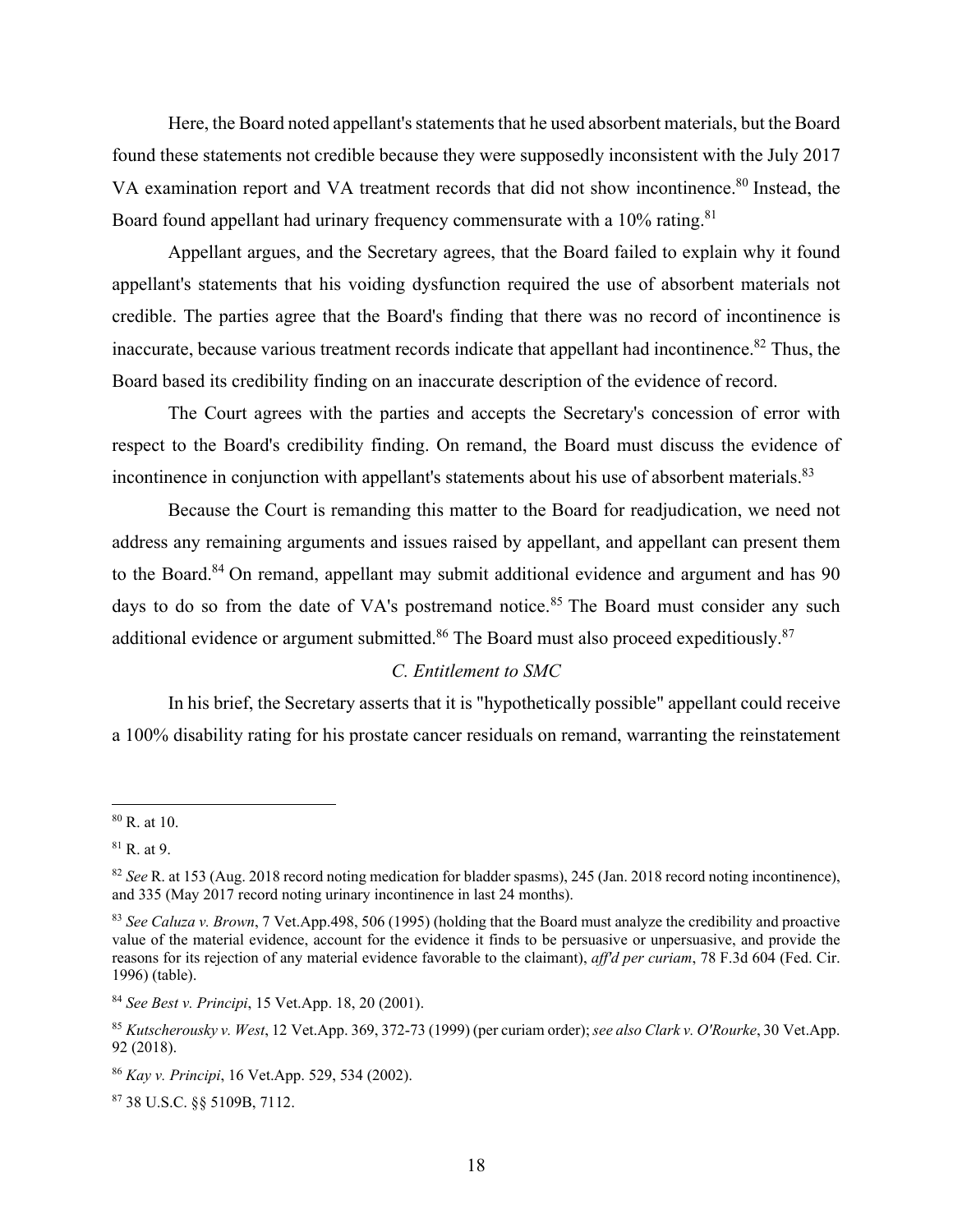Here, the Board noted appellant's statements that he used absorbent materials, but the Board found these statements not credible because they were supposedly inconsistent with the July 2017 VA examination report and VA treatment records that did not show incontinence.[80] Instead, the Board found appellant had urinary frequency commensurate with a 10% rating.[81]

Appellant argues, and the Secretary agrees, that the Board failed to explain why it found appellant's statements that his voiding dysfunction required the use of absorbent materials not credible. The parties agree that the Board's finding that there was no record of incontinence is inaccurate, because various treatment records indicate that appellant had incontinence.[82] Thus, the Board based its credibility finding on an inaccurate description of the evidence of record.

The Court agrees with the parties and accepts the Secretary's concession of error with respect to the Board's credibility finding. On remand, the Board must discuss the evidence of incontinence in conjunction with appellant's statements about his use of absorbent materials.[83]

Because the Court is remanding this matter to the Board for readjudication, we need not address any remaining arguments and issues raised by appellant, and appellant can present them to the Board.[84] On remand, appellant may submit additional evidence and argument and has 90 days to do so from the date of VA's postremand notice.[85] The Board must consider any such additional evidence or argument submitted.[86] The Board must also proceed expeditiously.[87]

*C. Entitlement to SMC*

In his brief, the Secretary asserts that it is "hypothetically possible" appellant could receive a 100% disability rating for his prostate cancer residuals on remand, warranting the reinstatement

---

[80] R. at 10.

[81] R. at 9.

[82] *See* R. at 153 (Aug. 2018 record noting medication for bladder spasms), 245 (Jan. 2018 record noting incontinence), and 335 (May 2017 record noting urinary incontinence in last 24 months).

[83] *See Caluza v. Brown*, 7 Vet.App.498, 506 (1995) (holding that the Board must analyze the credibility and proactive value of the material evidence, account for the evidence it finds to be persuasive or unpersuasive, and provide the reasons for its rejection of any material evidence favorable to the claimant), *aff'd per curiam*, 78 F.3d 604 (Fed. Cir. 1996) (table).

[84] *See Best v. Principi*, 15 Vet.App. 18, 20 (2001).

[85] *Kutscherousky v. West*, 12 Vet.App. 369, 372-73 (1999) (per curiam order); *see also Clark v. O'Rourke*, 30 Vet.App. 92 (2018).

[86] *Kay v. Principi*, 16 Vet.App. 529, 534 (2002).

[87] 38 U.S.C. §§ 5109B, 7112.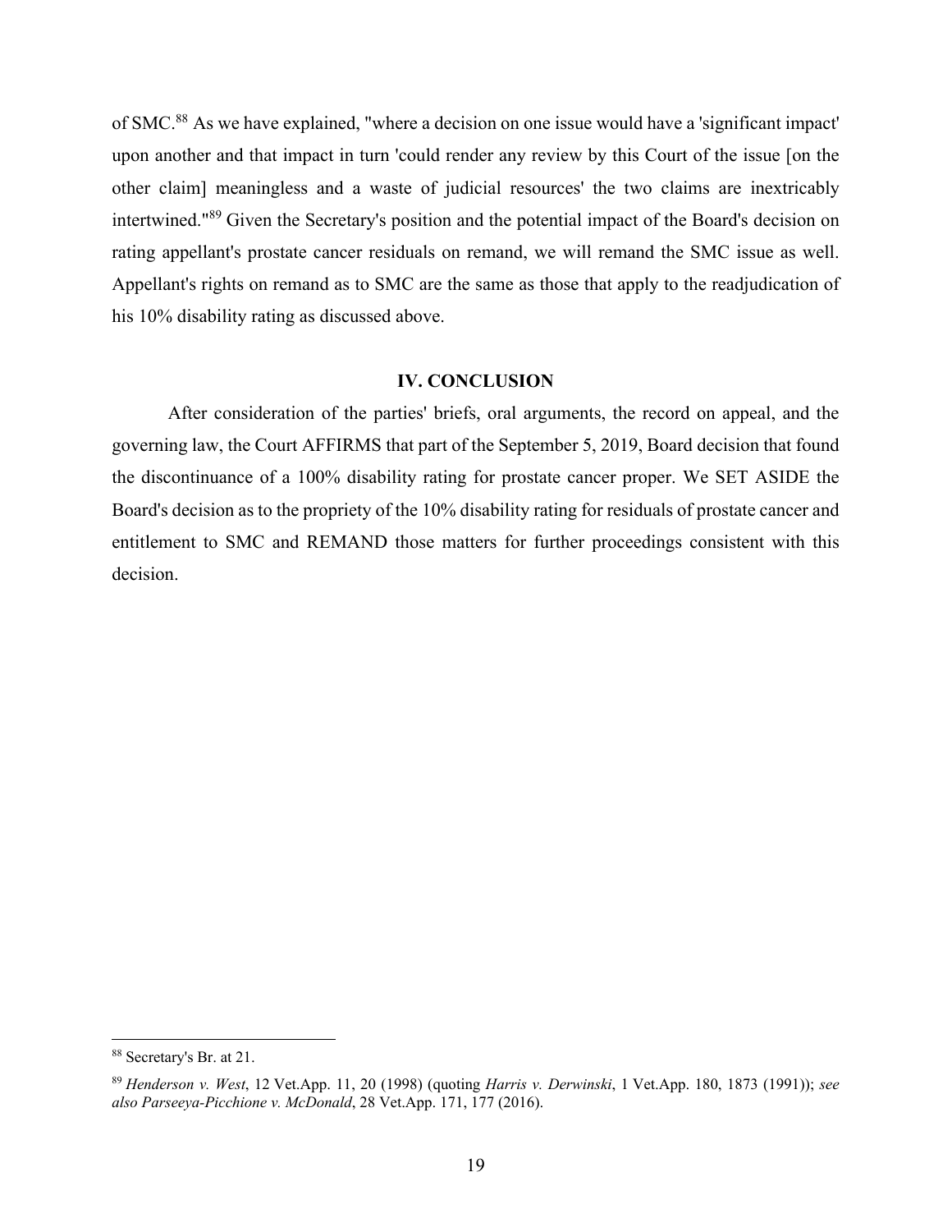of SMC.[88] As we have explained, "where a decision on one issue would have a 'significant impact' upon another and that impact in turn 'could render any review by this Court of the issue [on the other claim] meaningless and a waste of judicial resources' the two claims are inextricably intertwined."[89] Given the Secretary's position and the potential impact of the Board's decision on rating appellant's prostate cancer residuals on remand, we will remand the SMC issue as well. Appellant's rights on remand as to SMC are the same as those that apply to the readjudication of his 10% disability rating as discussed above.

## IV. CONCLUSION

After consideration of the parties' briefs, oral arguments, the record on appeal, and the governing law, the Court AFFIRMS that part of the September 5, 2019, Board decision that found the discontinuance of a 100% disability rating for prostate cancer proper. We SET ASIDE the Board's decision as to the propriety of the 10% disability rating for residuals of prostate cancer and entitlement to SMC and REMAND those matters for further proceedings consistent with this decision.

---

[88] Secretary's Br. at 21.

[89] *Henderson v. West*, 12 Vet.App. 11, 20 (1998) (quoting *Harris v. Derwinski*, 1 Vet.App. 180, 1873 (1991)); *see also Parseeya-Picchione v. McDonald*, 28 Vet.App. 171, 177 (2016).